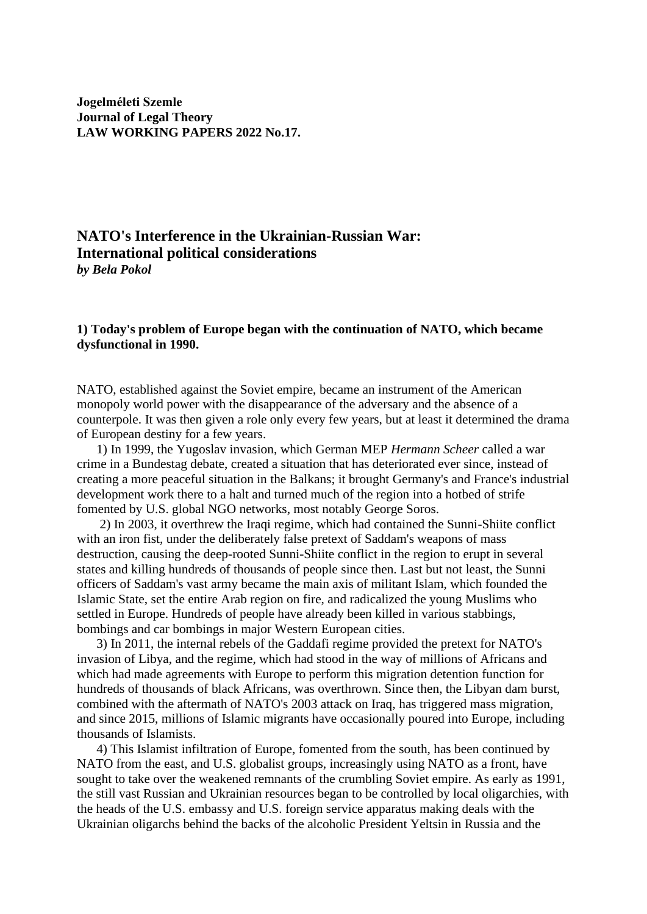**Jogelméleti Szemle**
**Journal of Legal Theory**
**LAW WORKING PAPERS 2022 No.17.**

# NATO's Interference in the Ukrainian-Russian War: International political considerations

***by Bela Pokol***

## 1) Today's problem of Europe began with the continuation of NATO, which became dysfunctional in 1990.

NATO, established against the Soviet empire, became an instrument of the American monopoly world power with the disappearance of the adversary and the absence of a counterpole. It was then given a role only every few years, but at least it determined the drama of European destiny for a few years.

1) In 1999, the Yugoslav invasion, which German MEP *Hermann Scheer* called a war crime in a Bundestag debate, created a situation that has deteriorated ever since, instead of creating a more peaceful situation in the Balkans; it brought Germany's and France's industrial development work there to a halt and turned much of the region into a hotbed of strife fomented by U.S. global NGO networks, most notably George Soros.

2) In 2003, it overthrew the Iraqi regime, which had contained the Sunni-Shiite conflict with an iron fist, under the deliberately false pretext of Saddam's weapons of mass destruction, causing the deep-rooted Sunni-Shiite conflict in the region to erupt in several states and killing hundreds of thousands of people since then. Last but not least, the Sunni officers of Saddam's vast army became the main axis of militant Islam, which founded the Islamic State, set the entire Arab region on fire, and radicalized the young Muslims who settled in Europe. Hundreds of people have already been killed in various stabbings, bombings and car bombings in major Western European cities.

3) In 2011, the internal rebels of the Gaddafi regime provided the pretext for NATO's invasion of Libya, and the regime, which had stood in the way of millions of Africans and which had made agreements with Europe to perform this migration detention function for hundreds of thousands of black Africans, was overthrown. Since then, the Libyan dam burst, combined with the aftermath of NATO's 2003 attack on Iraq, has triggered mass migration, and since 2015, millions of Islamic migrants have occasionally poured into Europe, including thousands of Islamists.

4) This Islamist infiltration of Europe, fomented from the south, has been continued by NATO from the east, and U.S. globalist groups, increasingly using NATO as a front, have sought to take over the weakened remnants of the crumbling Soviet empire. As early as 1991, the still vast Russian and Ukrainian resources began to be controlled by local oligarchies, with the heads of the U.S. embassy and U.S. foreign service apparatus making deals with the Ukrainian oligarchs behind the backs of the alcoholic President Yeltsin in Russia and the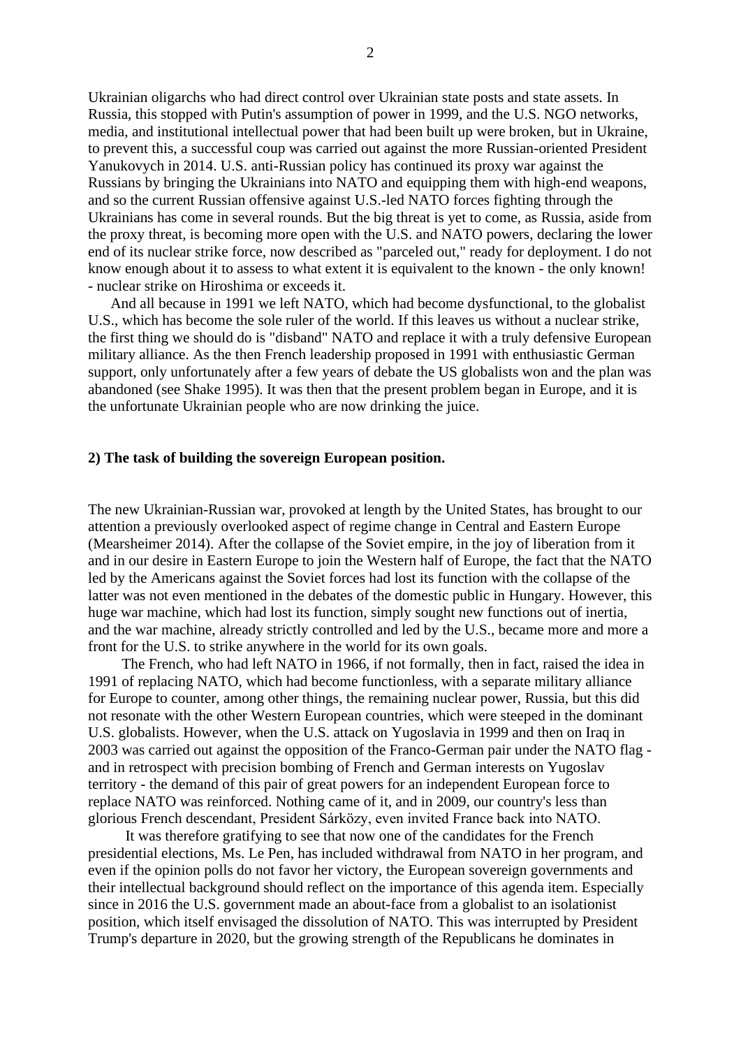Ukrainian oligarchs who had direct control over Ukrainian state posts and state assets. In Russia, this stopped with Putin's assumption of power in 1999, and the U.S. NGO networks, media, and institutional intellectual power that had been built up were broken, but in Ukraine, to prevent this, a successful coup was carried out against the more Russian-oriented President Yanukovych in 2014. U.S. anti-Russian policy has continued its proxy war against the Russians by bringing the Ukrainians into NATO and equipping them with high-end weapons, and so the current Russian offensive against U.S.-led NATO forces fighting through the Ukrainians has come in several rounds. But the big threat is yet to come, as Russia, aside from the proxy threat, is becoming more open with the U.S. and NATO powers, declaring the lower end of its nuclear strike force, now described as "parceled out," ready for deployment. I do not know enough about it to assess to what extent it is equivalent to the known - the only known! - nuclear strike on Hiroshima or exceeds it.

And all because in 1991 we left NATO, which had become dysfunctional, to the globalist U.S., which has become the sole ruler of the world. If this leaves us without a nuclear strike, the first thing we should do is "disband" NATO and replace it with a truly defensive European military alliance. As the then French leadership proposed in 1991 with enthusiastic German support, only unfortunately after a few years of debate the US globalists won and the plan was abandoned (see Shake 1995). It was then that the present problem began in Europe, and it is the unfortunate Ukrainian people who are now drinking the juice.

**2) The task of building the sovereign European position.**

The new Ukrainian-Russian war, provoked at length by the United States, has brought to our attention a previously overlooked aspect of regime change in Central and Eastern Europe (Mearsheimer 2014). After the collapse of the Soviet empire, in the joy of liberation from it and in our desire in Eastern Europe to join the Western half of Europe, the fact that the NATO led by the Americans against the Soviet forces had lost its function with the collapse of the latter was not even mentioned in the debates of the domestic public in Hungary. However, this huge war machine, which had lost its function, simply sought new functions out of inertia, and the war machine, already strictly controlled and led by the U.S., became more and more a front for the U.S. to strike anywhere in the world for its own goals.

The French, who had left NATO in 1966, if not formally, then in fact, raised the idea in 1991 of replacing NATO, which had become functionless, with a separate military alliance for Europe to counter, among other things, the remaining nuclear power, Russia, but this did not resonate with the other Western European countries, which were steeped in the dominant U.S. globalists. However, when the U.S. attack on Yugoslavia in 1999 and then on Iraq in 2003 was carried out against the opposition of the Franco-German pair under the NATO flag - and in retrospect with precision bombing of French and German interests on Yugoslav territory - the demand of this pair of great powers for an independent European force to replace NATO was reinforced. Nothing came of it, and in 2009, our country's less than glorious French descendant, President Sárközy, even invited France back into NATO.

It was therefore gratifying to see that now one of the candidates for the French presidential elections, Ms. Le Pen, has included withdrawal from NATO in her program, and even if the opinion polls do not favor her victory, the European sovereign governments and their intellectual background should reflect on the importance of this agenda item. Especially since in 2016 the U.S. government made an about-face from a globalist to an isolationist position, which itself envisaged the dissolution of NATO. This was interrupted by President Trump's departure in 2020, but the growing strength of the Republicans he dominates in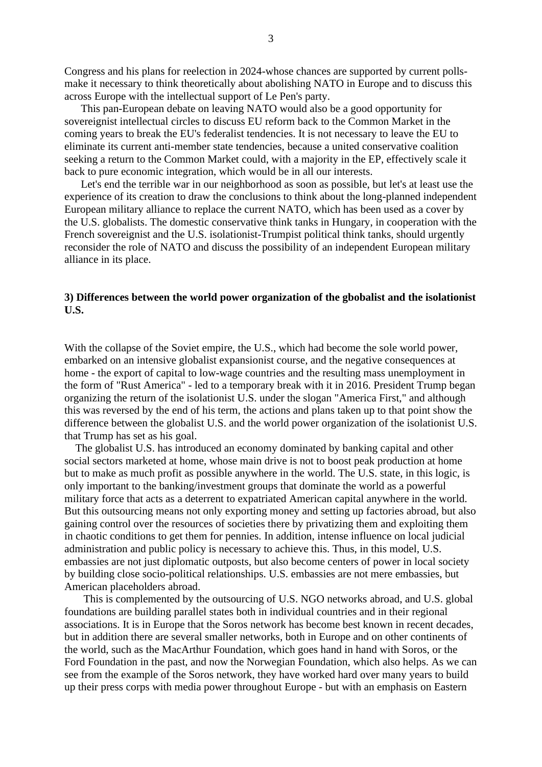Congress and his plans for reelection in 2024-whose chances are supported by current polls-make it necessary to think theoretically about abolishing NATO in Europe and to discuss this across Europe with the intellectual support of Le Pen's party.

This pan-European debate on leaving NATO would also be a good opportunity for sovereignist intellectual circles to discuss EU reform back to the Common Market in the coming years to break the EU's federalist tendencies. It is not necessary to leave the EU to eliminate its current anti-member state tendencies, because a united conservative coalition seeking a return to the Common Market could, with a majority in the EP, effectively scale it back to pure economic integration, which would be in all our interests.

Let's end the terrible war in our neighborhood as soon as possible, but let's at least use the experience of its creation to draw the conclusions to think about the long-planned independent European military alliance to replace the current NATO, which has been used as a cover by the U.S. globalists. The domestic conservative think tanks in Hungary, in cooperation with the French sovereignist and the U.S. isolationist-Trumpist political think tanks, should urgently reconsider the role of NATO and discuss the possibility of an independent European military alliance in its place.

### 3) Differences between the world power organization of the gbobalist and the isolationist U.S.

With the collapse of the Soviet empire, the U.S., which had become the sole world power, embarked on an intensive globalist expansionist course, and the negative consequences at home - the export of capital to low-wage countries and the resulting mass unemployment in the form of "Rust America" - led to a temporary break with it in 2016. President Trump began organizing the return of the isolationist U.S. under the slogan "America First," and although this was reversed by the end of his term, the actions and plans taken up to that point show the difference between the globalist U.S. and the world power organization of the isolationist U.S. that Trump has set as his goal.

The globalist U.S. has introduced an economy dominated by banking capital and other social sectors marketed at home, whose main drive is not to boost peak production at home but to make as much profit as possible anywhere in the world. The U.S. state, in this logic, is only important to the banking/investment groups that dominate the world as a powerful military force that acts as a deterrent to expatriated American capital anywhere in the world. But this outsourcing means not only exporting money and setting up factories abroad, but also gaining control over the resources of societies there by privatizing them and exploiting them in chaotic conditions to get them for pennies. In addition, intense influence on local judicial administration and public policy is necessary to achieve this. Thus, in this model, U.S. embassies are not just diplomatic outposts, but also become centers of power in local society by building close socio-political relationships. U.S. embassies are not mere embassies, but American placeholders abroad.

This is complemented by the outsourcing of U.S. NGO networks abroad, and U.S. global foundations are building parallel states both in individual countries and in their regional associations. It is in Europe that the Soros network has become best known in recent decades, but in addition there are several smaller networks, both in Europe and on other continents of the world, such as the MacArthur Foundation, which goes hand in hand with Soros, or the Ford Foundation in the past, and now the Norwegian Foundation, which also helps. As we can see from the example of the Soros network, they have worked hard over many years to build up their press corps with media power throughout Europe - but with an emphasis on Eastern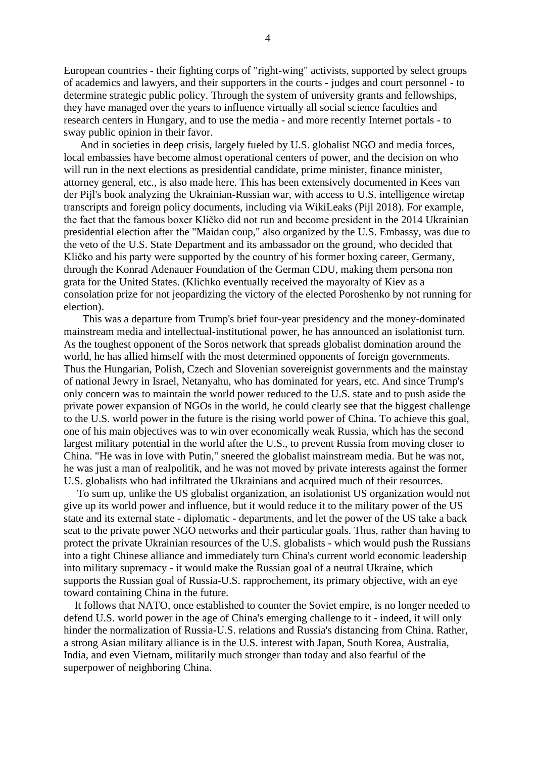European countries - their fighting corps of "right-wing" activists, supported by select groups of academics and lawyers, and their supporters in the courts - judges and court personnel - to determine strategic public policy. Through the system of university grants and fellowships, they have managed over the years to influence virtually all social science faculties and research centers in Hungary, and to use the media - and more recently Internet portals - to sway public opinion in their favor.

And in societies in deep crisis, largely fueled by U.S. globalist NGO and media forces, local embassies have become almost operational centers of power, and the decision on who will run in the next elections as presidential candidate, prime minister, finance minister, attorney general, etc., is also made here. This has been extensively documented in Kees van der Pijl's book analyzing the Ukrainian-Russian war, with access to U.S. intelligence wiretap transcripts and foreign policy documents, including via WikiLeaks (Pijl 2018). For example, the fact that the famous boxer Kličko did not run and become president in the 2014 Ukrainian presidential election after the "Maidan coup," also organized by the U.S. Embassy, was due to the veto of the U.S. State Department and its ambassador on the ground, who decided that Kličko and his party were supported by the country of his former boxing career, Germany, through the Konrad Adenauer Foundation of the German CDU, making them persona non grata for the United States. (Klichko eventually received the mayoralty of Kiev as a consolation prize for not jeopardizing the victory of the elected Poroshenko by not running for election).

This was a departure from Trump's brief four-year presidency and the money-dominated mainstream media and intellectual-institutional power, he has announced an isolationist turn. As the toughest opponent of the Soros network that spreads globalist domination around the world, he has allied himself with the most determined opponents of foreign governments. Thus the Hungarian, Polish, Czech and Slovenian sovereignist governments and the mainstay of national Jewry in Israel, Netanyahu, who has dominated for years, etc. And since Trump's only concern was to maintain the world power reduced to the U.S. state and to push aside the private power expansion of NGOs in the world, he could clearly see that the biggest challenge to the U.S. world power in the future is the rising world power of China. To achieve this goal, one of his main objectives was to win over economically weak Russia, which has the second largest military potential in the world after the U.S., to prevent Russia from moving closer to China. "He was in love with Putin," sneered the globalist mainstream media. But he was not, he was just a man of realpolitik, and he was not moved by private interests against the former U.S. globalists who had infiltrated the Ukrainians and acquired much of their resources.

To sum up, unlike the US globalist organization, an isolationist US organization would not give up its world power and influence, but it would reduce it to the military power of the US state and its external state - diplomatic - departments, and let the power of the US take a back seat to the private power NGO networks and their particular goals. Thus, rather than having to protect the private Ukrainian resources of the U.S. globalists - which would push the Russians into a tight Chinese alliance and immediately turn China's current world economic leadership into military supremacy - it would make the Russian goal of a neutral Ukraine, which supports the Russian goal of Russia-U.S. rapprochement, its primary objective, with an eye toward containing China in the future.

It follows that NATO, once established to counter the Soviet empire, is no longer needed to defend U.S. world power in the age of China's emerging challenge to it - indeed, it will only hinder the normalization of Russia-U.S. relations and Russia's distancing from China. Rather, a strong Asian military alliance is in the U.S. interest with Japan, South Korea, Australia, India, and even Vietnam, militarily much stronger than today and also fearful of the superpower of neighboring China.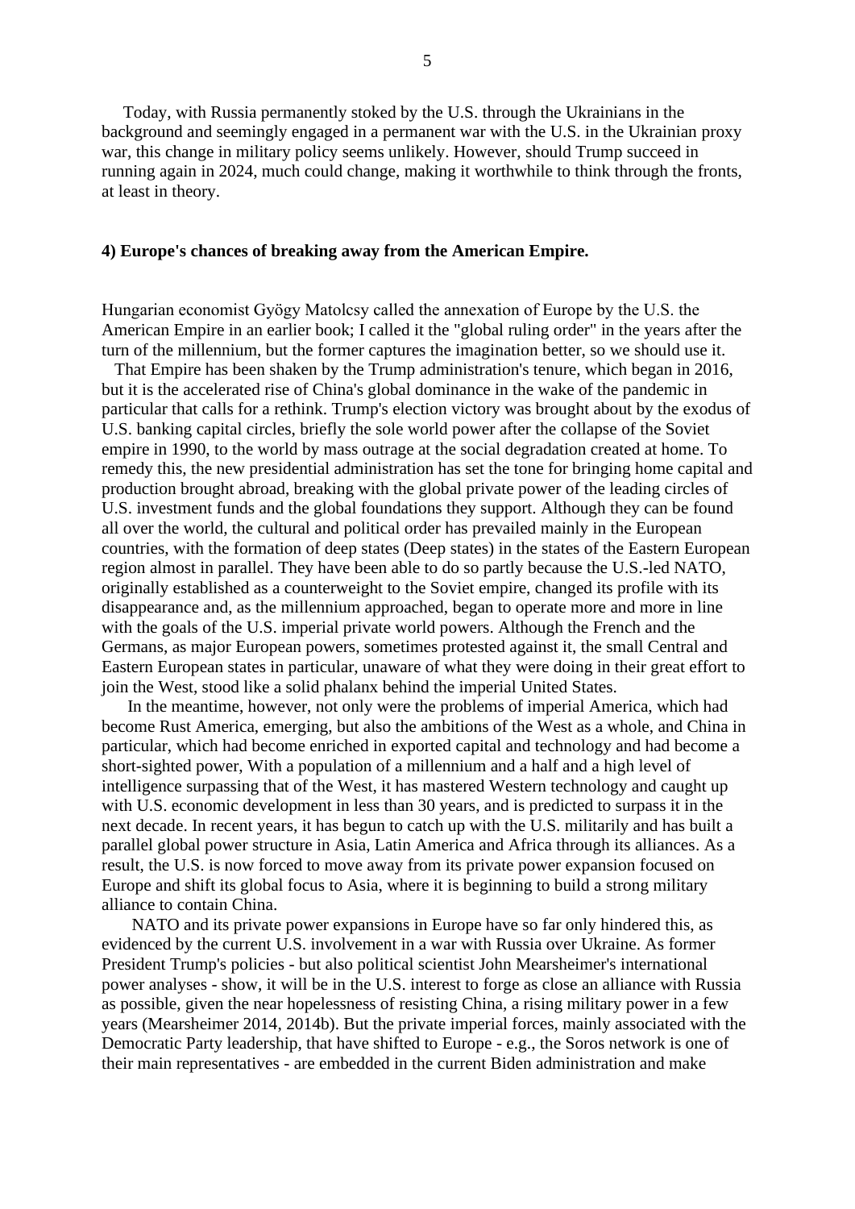Today, with Russia permanently stoked by the U.S. through the Ukrainians in the background and seemingly engaged in a permanent war with the U.S. in the Ukrainian proxy war, this change in military policy seems unlikely. However, should Trump succeed in running again in 2024, much could change, making it worthwhile to think through the fronts, at least in theory.

**4) Europe's chances of breaking away from the American Empire.**

Hungarian economist Gyögy Matolcsy called the annexation of Europe by the U.S. the American Empire in an earlier book; I called it the "global ruling order" in the years after the turn of the millennium, but the former captures the imagination better, so we should use it.

That Empire has been shaken by the Trump administration's tenure, which began in 2016, but it is the accelerated rise of China's global dominance in the wake of the pandemic in particular that calls for a rethink. Trump's election victory was brought about by the exodus of U.S. banking capital circles, briefly the sole world power after the collapse of the Soviet empire in 1990, to the world by mass outrage at the social degradation created at home. To remedy this, the new presidential administration has set the tone for bringing home capital and production brought abroad, breaking with the global private power of the leading circles of U.S. investment funds and the global foundations they support. Although they can be found all over the world, the cultural and political order has prevailed mainly in the European countries, with the formation of deep states (Deep states) in the states of the Eastern European region almost in parallel. They have been able to do so partly because the U.S.-led NATO, originally established as a counterweight to the Soviet empire, changed its profile with its disappearance and, as the millennium approached, began to operate more and more in line with the goals of the U.S. imperial private world powers. Although the French and the Germans, as major European powers, sometimes protested against it, the small Central and Eastern European states in particular, unaware of what they were doing in their great effort to join the West, stood like a solid phalanx behind the imperial United States.

In the meantime, however, not only were the problems of imperial America, which had become Rust America, emerging, but also the ambitions of the West as a whole, and China in particular, which had become enriched in exported capital and technology and had become a short-sighted power, With a population of a millennium and a half and a high level of intelligence surpassing that of the West, it has mastered Western technology and caught up with U.S. economic development in less than 30 years, and is predicted to surpass it in the next decade. In recent years, it has begun to catch up with the U.S. militarily and has built a parallel global power structure in Asia, Latin America and Africa through its alliances. As a result, the U.S. is now forced to move away from its private power expansion focused on Europe and shift its global focus to Asia, where it is beginning to build a strong military alliance to contain China.

NATO and its private power expansions in Europe have so far only hindered this, as evidenced by the current U.S. involvement in a war with Russia over Ukraine. As former President Trump's policies - but also political scientist John Mearsheimer's international power analyses - show, it will be in the U.S. interest to forge as close an alliance with Russia as possible, given the near hopelessness of resisting China, a rising military power in a few years (Mearsheimer 2014, 2014b). But the private imperial forces, mainly associated with the Democratic Party leadership, that have shifted to Europe - e.g., the Soros network is one of their main representatives - are embedded in the current Biden administration and make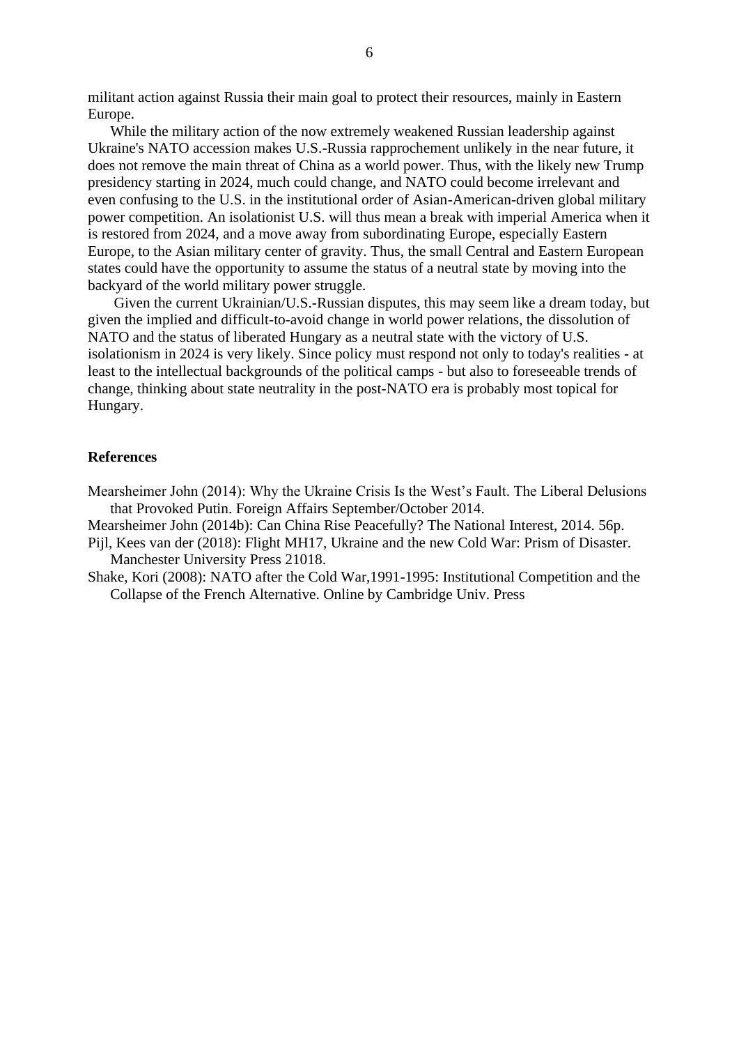militant action against Russia their main goal to protect their resources, mainly in Eastern Europe.

While the military action of the now extremely weakened Russian leadership against Ukraine's NATO accession makes U.S.-Russia rapprochement unlikely in the near future, it does not remove the main threat of China as a world power. Thus, with the likely new Trump presidency starting in 2024, much could change, and NATO could become irrelevant and even confusing to the U.S. in the institutional order of Asian-American-driven global military power competition. An isolationist U.S. will thus mean a break with imperial America when it is restored from 2024, and a move away from subordinating Europe, especially Eastern Europe, to the Asian military center of gravity. Thus, the small Central and Eastern European states could have the opportunity to assume the status of a neutral state by moving into the backyard of the world military power struggle.

Given the current Ukrainian/U.S.-Russian disputes, this may seem like a dream today, but given the implied and difficult-to-avoid change in world power relations, the dissolution of NATO and the status of liberated Hungary as a neutral state with the victory of U.S. isolationism in 2024 is very likely. Since policy must respond not only to today's realities - at least to the intellectual backgrounds of the political camps - but also to foreseeable trends of change, thinking about state neutrality in the post-NATO era is probably most topical for Hungary.

## References

Mearsheimer John (2014): Why the Ukraine Crisis Is the West's Fault. The Liberal Delusions that Provoked Putin. Foreign Affairs September/October 2014.

Mearsheimer John (2014b): Can China Rise Peacefully? The National Interest, 2014. 56p.

Pijl, Kees van der (2018): Flight MH17, Ukraine and the new Cold War: Prism of Disaster. Manchester University Press 21018.

Shake, Kori (2008): NATO after the Cold War,1991-1995: Institutional Competition and the Collapse of the French Alternative. Online by Cambridge Univ. Press